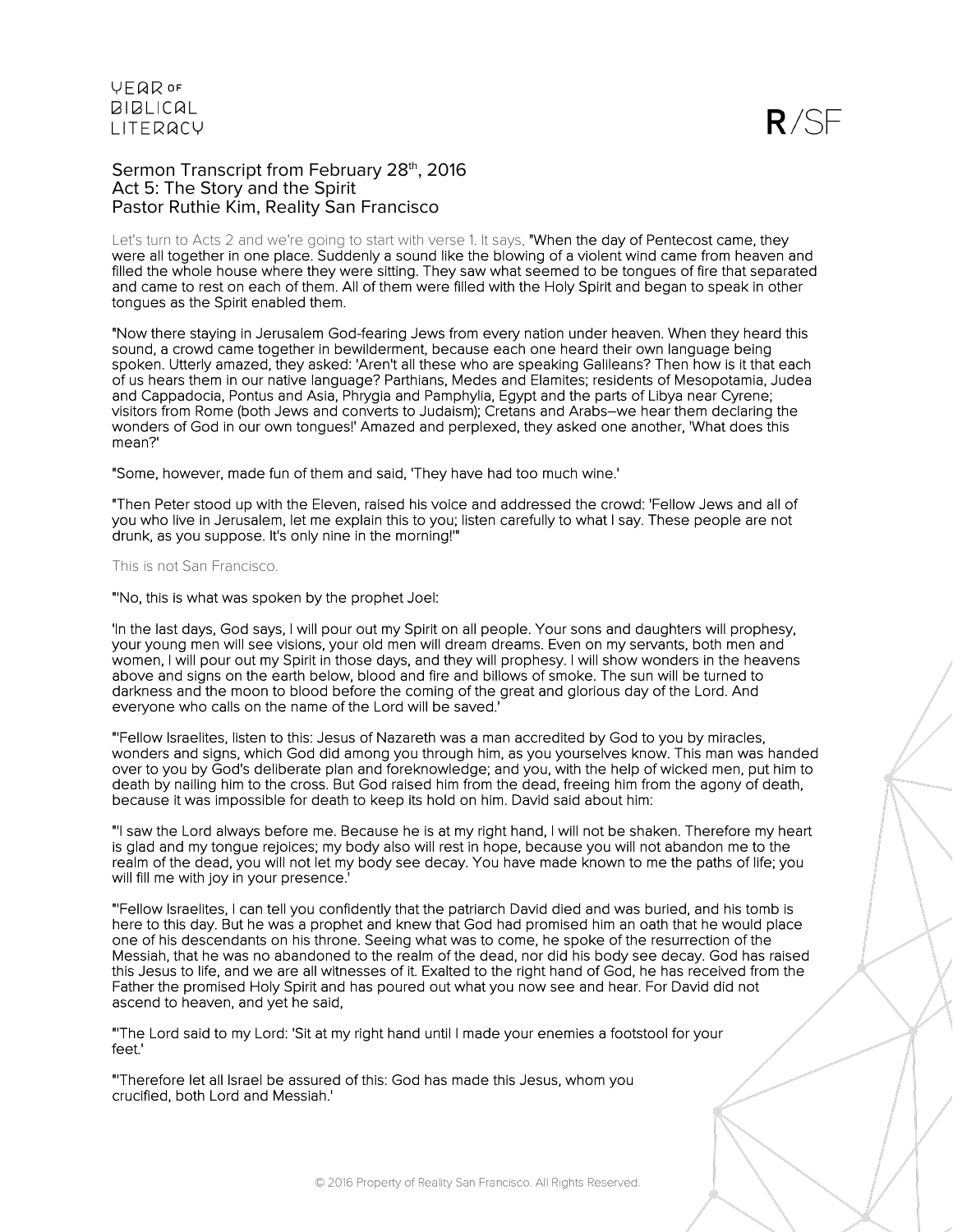Year of Biblical Literacy

R/SF

# Sermon Transcript from February 28th, 2016
## Act 5: The Story and the Spirit
## Pastor Ruthie Kim, Reality San Francisco

Let's turn to Acts 2 and we're going to start with verse 1. It says, "When the day of Pentecost came, they were all together in one place. Suddenly a sound like the blowing of a violent wind came from heaven and filled the whole house where they were sitting. They saw what seemed to be tongues of fire that separated and came to rest on each of them. All of them were filled with the Holy Spirit and began to speak in other tongues as the Spirit enabled them.

"Now there staying in Jerusalem God-fearing Jews from every nation under heaven. When they heard this sound, a crowd came together in bewilderment, because each one heard their own language being spoken. Utterly amazed, they asked: 'Aren't all these who are speaking Galileans? Then how is it that each of us hears them in our native language? Parthians, Medes and Elamites; residents of Mesopotamia, Judea and Cappadocia, Pontus and Asia, Phrygia and Pamphylia, Egypt and the parts of Libya near Cyrene; visitors from Rome (both Jews and converts to Judaism); Cretans and Arabs–we hear them declaring the wonders of God in our own tongues!' Amazed and perplexed, they asked one another, 'What does this mean?'

"Some, however, made fun of them and said, 'They have had too much wine.'

"Then Peter stood up with the Eleven, raised his voice and addressed the crowd: 'Fellow Jews and all of you who live in Jerusalem, let me explain this to you; listen carefully to what I say. These people are not drunk, as you suppose. It's only nine in the morning!'"

This is not San Francisco.

"'No, this is what was spoken by the prophet Joel:

'In the last days, God says, I will pour out my Spirit on all people. Your sons and daughters will prophesy, your young men will see visions, your old men will dream dreams. Even on my servants, both men and women, I will pour out my Spirit in those days, and they will prophesy. I will show wonders in the heavens above and signs on the earth below, blood and fire and billows of smoke. The sun will be turned to darkness and the moon to blood before the coming of the great and glorious day of the Lord. And everyone who calls on the name of the Lord will be saved.'

"'Fellow Israelites, listen to this: Jesus of Nazareth was a man accredited by God to you by miracles, wonders and signs, which God did among you through him, as you yourselves know. This man was handed over to you by God's deliberate plan and foreknowledge; and you, with the help of wicked men, put him to death by nailing him to the cross. But God raised him from the dead, freeing him from the agony of death, because it was impossible for death to keep its hold on him. David said about him:

"'I saw the Lord always before me. Because he is at my right hand, I will not be shaken. Therefore my heart is glad and my tongue rejoices; my body also will rest in hope, because you will not abandon me to the realm of the dead, you will not let my body see decay. You have made known to me the paths of life; you will fill me with joy in your presence.'

"'Fellow Israelites, I can tell you confidently that the patriarch David died and was buried, and his tomb is here to this day. But he was a prophet and knew that God had promised him an oath that he would place one of his descendants on his throne. Seeing what was to come, he spoke of the resurrection of the Messiah, that he was no abandoned to the realm of the dead, nor did his body see decay. God has raised this Jesus to life, and we are all witnesses of it. Exalted to the right hand of God, he has received from the Father the promised Holy Spirit and has poured out what you now see and hear. For David did not ascend to heaven, and yet he said,

"'The Lord said to my Lord: 'Sit at my right hand until I made your enemies a footstool for your feet.'

"'Therefore let all Israel be assured of this: God has made this Jesus, whom you crucified, both Lord and Messiah.'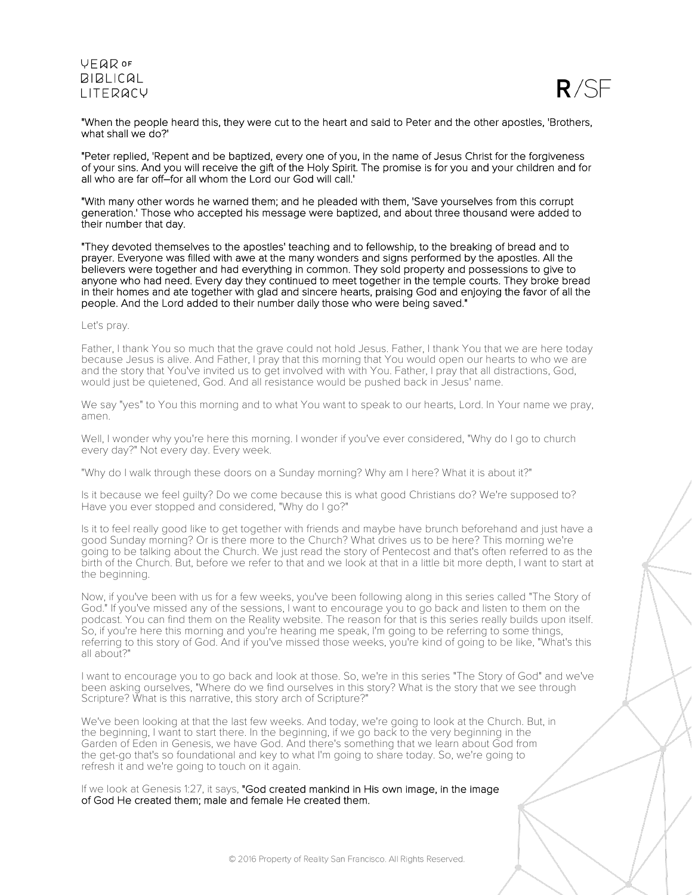"When the people heard this, they were cut to the heart and said to Peter and the other apostles, 'Brothers, what shall we do?'

"Peter replied, 'Repent and be baptized, every one of you, in the name of Jesus Christ for the forgiveness of your sins. And you will receive the gift of the Holy Spirit. The promise is for you and your children and for all who are far off–for all whom the Lord our God will call.'

"With many other words he warned them; and he pleaded with them, 'Save yourselves from this corrupt generation.' Those who accepted his message were baptized, and about three thousand were added to their number that day.

"They devoted themselves to the apostles' teaching and to fellowship, to the breaking of bread and to prayer. Everyone was filled with awe at the many wonders and signs performed by the apostles. All the believers were together and had everything in common. They sold property and possessions to give to anyone who had need. Every day they continued to meet together in the temple courts. They broke bread in their homes and ate together with glad and sincere hearts, praising God and enjoying the favor of all the people. And the Lord added to their number daily those who were being saved."

Let's pray.

Father, I thank You so much that the grave could not hold Jesus. Father, I thank You that we are here today because Jesus is alive. And Father, I pray that this morning that You would open our hearts to who we are and the story that You've invited us to get involved with with You. Father, I pray that all distractions, God, would just be quietened, God. And all resistance would be pushed back in Jesus' name.

We say "yes" to You this morning and to what You want to speak to our hearts, Lord. In Your name we pray, amen.

Well, I wonder why you're here this morning. I wonder if you've ever considered, "Why do I go to church every day?" Not every day. Every week.

"Why do I walk through these doors on a Sunday morning? Why am I here? What it is about it?"

Is it because we feel guilty? Do we come because this is what good Christians do? We're supposed to? Have you ever stopped and considered, "Why do I go?"

Is it to feel really good like to get together with friends and maybe have brunch beforehand and just have a good Sunday morning? Or is there more to the Church? What drives us to be here? This morning we're going to be talking about the Church. We just read the story of Pentecost and that's often referred to as the birth of the Church. But, before we refer to that and we look at that in a little bit more depth, I want to start at the beginning.

Now, if you've been with us for a few weeks, you've been following along in this series called "The Story of God." If you've missed any of the sessions, I want to encourage you to go back and listen to them on the podcast. You can find them on the Reality website. The reason for that is this series really builds upon itself. So, if you're here this morning and you're hearing me speak, I'm going to be referring to some things, referring to this story of God. And if you've missed those weeks, you're kind of going to be like, "What's this all about?"

I want to encourage you to go back and look at those. So, we're in this series "The Story of God" and we've been asking ourselves, "Where do we find ourselves in this story? What is the story that we see through Scripture? What is this narrative, this story arch of Scripture?"

We've been looking at that the last few weeks. And today, we're going to look at the Church. But, in the beginning, I want to start there. In the beginning, if we go back to the very beginning in the Garden of Eden in Genesis, we have God. And there's something that we learn about God from the get-go that's so foundational and key to what I'm going to share today. So, we're going to refresh it and we're going to touch on it again.

If we look at Genesis 1:27, it says, "God created mankind in His own image, in the image of God He created them; male and female He created them.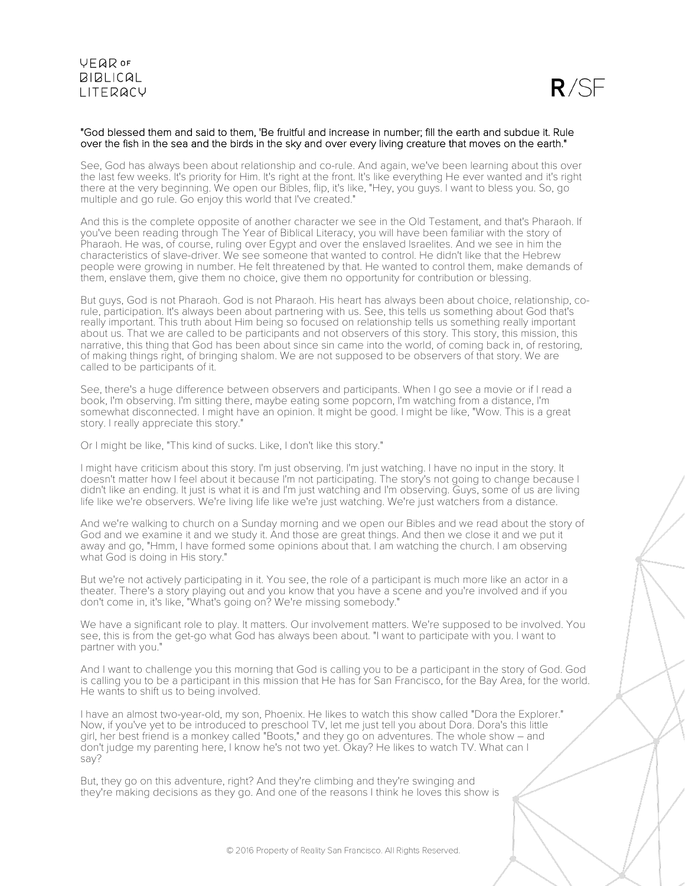**"God blessed them and said to them, 'Be fruitful and increase in number; fill the earth and subdue it. Rule over the fish in the sea and the birds in the sky and over every living creature that moves on the earth."**

See, God has always been about relationship and co-rule. And again, we've been learning about this over the last few weeks. It's priority for Him. It's right at the front. It's like everything He ever wanted and it's right there at the very beginning. We open our Bibles, flip, it's like, "Hey, you guys. I want to bless you. So, go multiple and go rule. Go enjoy this world that I've created."

And this is the complete opposite of another character we see in the Old Testament, and that's Pharaoh. If you've been reading through The Year of Biblical Literacy, you will have been familiar with the story of Pharaoh. He was, of course, ruling over Egypt and over the enslaved Israelites. And we see in him the characteristics of slave-driver. We see someone that wanted to control. He didn't like that the Hebrew people were growing in number. He felt threatened by that. He wanted to control them, make demands of them, enslave them, give them no choice, give them no opportunity for contribution or blessing.

But guys, God is not Pharaoh. God is not Pharaoh. His heart has always been about choice, relationship, co-rule, participation. It's always been about partnering with us. See, this tells us something about God that's really important. This truth about Him being so focused on relationship tells us something really important about us. That we are called to be participants and not observers of this story. This story, this mission, this narrative, this thing that God has been about since sin came into the world, of coming back in, of restoring, of making things right, of bringing shalom. We are not supposed to be observers of that story. We are called to be participants of it.

See, there's a huge difference between observers and participants. When I go see a movie or if I read a book, I'm observing. I'm sitting there, maybe eating some popcorn, I'm watching from a distance, I'm somewhat disconnected. I might have an opinion. It might be good. I might be like, "Wow. This is a great story. I really appreciate this story."

Or I might be like, "This kind of sucks. Like, I don't like this story."

I might have criticism about this story. I'm just observing. I'm just watching. I have no input in the story. It doesn't matter how I feel about it because I'm not participating. The story's not going to change because I didn't like an ending. It just is what it is and I'm just watching and I'm observing. Guys, some of us are living life like we're observers. We're living life like we're just watching. We're just watchers from a distance.

And we're walking to church on a Sunday morning and we open our Bibles and we read about the story of God and we examine it and we study it. And those are great things. And then we close it and we put it away and go, "Hmm, I have formed some opinions about that. I am watching the church. I am observing what God is doing in His story."

But we're not actively participating in it. You see, the role of a participant is much more like an actor in a theater. There's a story playing out and you know that you have a scene and you're involved and if you don't come in, it's like, "What's going on? We're missing somebody."

We have a significant role to play. It matters. Our involvement matters. We're supposed to be involved. You see, this is from the get-go what God has always been about. "I want to participate with you. I want to partner with you."

And I want to challenge you this morning that God is calling you to be a participant in the story of God. God is calling you to be a participant in this mission that He has for San Francisco, for the Bay Area, for the world. He wants to shift us to being involved.

I have an almost two-year-old, my son, Phoenix. He likes to watch this show called "Dora the Explorer." Now, if you've yet to be introduced to preschool TV, let me just tell you about Dora. Dora's this little girl, her best friend is a monkey called "Boots," and they go on adventures. The whole show – and don't judge my parenting here, I know he's not two yet. Okay? He likes to watch TV. What can I say?

But, they go on this adventure, right? And they're climbing and they're swinging and they're making decisions as they go. And one of the reasons I think he loves this show is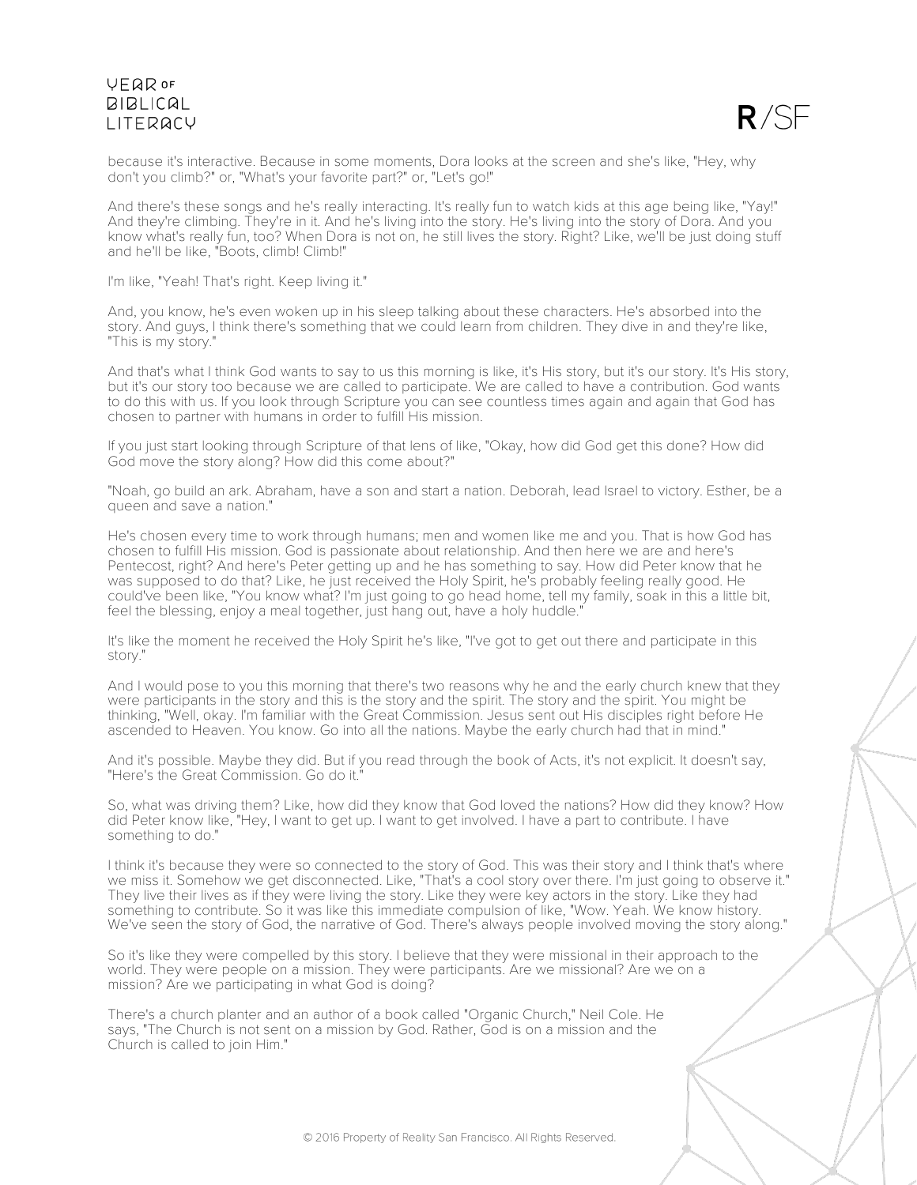because it's interactive. Because in some moments, Dora looks at the screen and she's like, "Hey, why don't you climb?" or, "What's your favorite part?" or, "Let's go!"

And there's these songs and he's really interacting. It's really fun to watch kids at this age being like, "Yay!" And they're climbing. They're in it. And he's living into the story. He's living into the story of Dora. And you know what's really fun, too? When Dora is not on, he still lives the story. Right? Like, we'll be just doing stuff and he'll be like, "Boots, climb! Climb!"

I'm like, "Yeah! That's right. Keep living it."

And, you know, he's even woken up in his sleep talking about these characters. He's absorbed into the story. And guys, I think there's something that we could learn from children. They dive in and they're like, "This is my story."

And that's what I think God wants to say to us this morning is like, it's His story, but it's our story. It's His story, but it's our story too because we are called to participate. We are called to have a contribution. God wants to do this with us. If you look through Scripture you can see countless times again and again that God has chosen to partner with humans in order to fulfill His mission.

If you just start looking through Scripture of that lens of like, "Okay, how did God get this done? How did God move the story along? How did this come about?"

"Noah, go build an ark. Abraham, have a son and start a nation. Deborah, lead Israel to victory. Esther, be a queen and save a nation."

He's chosen every time to work through humans; men and women like me and you. That is how God has chosen to fulfill His mission. God is passionate about relationship. And then here we are and here's Pentecost, right? And here's Peter getting up and he has something to say. How did Peter know that he was supposed to do that? Like, he just received the Holy Spirit, he's probably feeling really good. He could've been like, "You know what? I'm just going to go head home, tell my family, soak in this a little bit, feel the blessing, enjoy a meal together, just hang out, have a holy huddle."

It's like the moment he received the Holy Spirit he's like, "I've got to get out there and participate in this story."

And I would pose to you this morning that there's two reasons why he and the early church knew that they were participants in the story and this is the story and the spirit. The story and the spirit. You might be thinking, "Well, okay. I'm familiar with the Great Commission. Jesus sent out His disciples right before He ascended to Heaven. You know. Go into all the nations. Maybe the early church had that in mind."

And it's possible. Maybe they did. But if you read through the book of Acts, it's not explicit. It doesn't say, "Here's the Great Commission. Go do it."

So, what was driving them? Like, how did they know that God loved the nations? How did they know? How did Peter know like, "Hey, I want to get up. I want to get involved. I have a part to contribute. I have something to do."

I think it's because they were so connected to the story of God. This was their story and I think that's where we miss it. Somehow we get disconnected. Like, "That's a cool story over there. I'm just going to observe it." They live their lives as if they were living the story. Like they were key actors in the story. Like they had something to contribute. So it was like this immediate compulsion of like, "Wow. Yeah. We know history. We've seen the story of God, the narrative of God. There's always people involved moving the story along."

So it's like they were compelled by this story. I believe that they were missional in their approach to the world. They were people on a mission. They were participants. Are we missional? Are we on a mission? Are we participating in what God is doing?

There's a church planter and an author of a book called "Organic Church," Neil Cole. He says, "The Church is not sent on a mission by God. Rather, God is on a mission and the Church is called to join Him."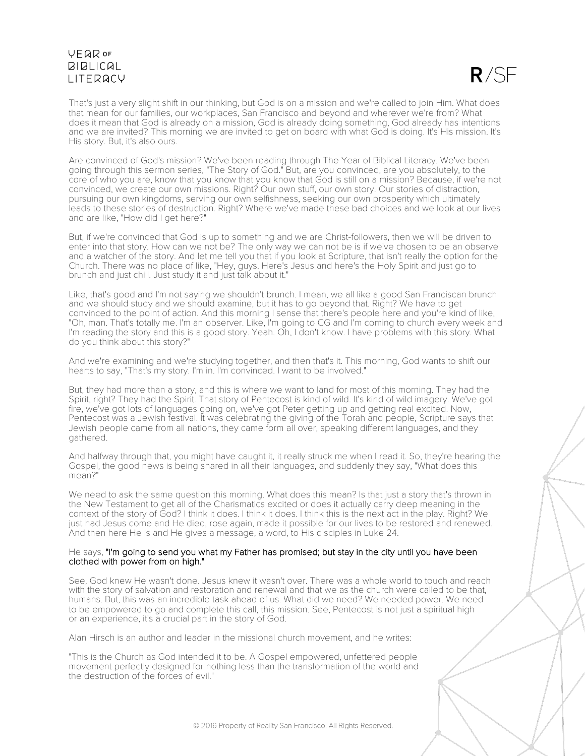That's just a very slight shift in our thinking, but God is on a mission and we're called to join Him. What does that mean for our families, our workplaces, San Francisco and beyond and wherever we're from? What does it mean that God is already on a mission, God is already doing something, God already has intentions and we are invited? This morning we are invited to get on board with what God is doing. It's His mission. It's His story. But, it's also ours.

Are convinced of God's mission? We've been reading through The Year of Biblical Literacy. We've been going through this sermon series, "The Story of God." But, are you convinced, are you absolutely, to the core of who you are, know that you know that you know that God is still on a mission? Because, if we're not convinced, we create our own missions. Right? Our own stuff, our own story. Our stories of distraction, pursuing our own kingdoms, serving our own selfishness, seeking our own prosperity which ultimately leads to these stories of destruction. Right? Where we've made these bad choices and we look at our lives and are like, "How did I get here?"

But, if we're convinced that God is up to something and we are Christ-followers, then we will be driven to enter into that story. How can we not be? The only way we can not be is if we've chosen to be an observe and a watcher of the story. And let me tell you that if you look at Scripture, that isn't really the option for the Church. There was no place of like, "Hey, guys. Here's Jesus and here's the Holy Spirit and just go to brunch and just chill. Just study it and just talk about it."

Like, that's good and I'm not saying we shouldn't brunch. I mean, we all like a good San Franciscan brunch and we should study and we should examine, but it has to go beyond that. Right? We have to get convinced to the point of action. And this morning I sense that there's people here and you're kind of like, "Oh, man. That's totally me. I'm an observer. Like, I'm going to CG and I'm coming to church every week and I'm reading the story and this is a good story. Yeah. Oh, I don't know. I have problems with this story. What do you think about this story?"

And we're examining and we're studying together, and then that's it. This morning, God wants to shift our hearts to say, "That's my story. I'm in. I'm convinced. I want to be involved."

But, they had more than a story, and this is where we want to land for most of this morning. They had the Spirit, right? They had the Spirit. That story of Pentecost is kind of wild. It's kind of wild imagery. We've got fire, we've got lots of languages going on, we've got Peter getting up and getting real excited. Now, Pentecost was a Jewish festival. It was celebrating the giving of the Torah and people, Scripture says that Jewish people came from all nations, they came form all over, speaking different languages, and they gathered.

And halfway through that, you might have caught it, it really struck me when I read it. So, they're hearing the Gospel, the good news is being shared in all their languages, and suddenly they say, "What does this mean?"

We need to ask the same question this morning. What does this mean? Is that just a story that's thrown in the New Testament to get all of the Charismatics excited or does it actually carry deep meaning in the context of the story of God? I think it does. I think it does. I think this is the next act in the play. Right? We just had Jesus come and He died, rose again, made it possible for our lives to be restored and renewed. And then here He is and He gives a message, a word, to His disciples in Luke 24.

He says, "I'm going to send you what my Father has promised; but stay in the city until you have been clothed with power from on high."

See, God knew He wasn't done. Jesus knew it wasn't over. There was a whole world to touch and reach with the story of salvation and restoration and renewal and that we as the church were called to be that, humans. But, this was an incredible task ahead of us. What did we need? We needed power. We need to be empowered to go and complete this call, this mission. See, Pentecost is not just a spiritual high or an experience, it's a crucial part in the story of God.

Alan Hirsch is an author and leader in the missional church movement, and he writes:

"This is the Church as God intended it to be. A Gospel empowered, unfettered people movement perfectly designed for nothing less than the transformation of the world and the destruction of the forces of evil."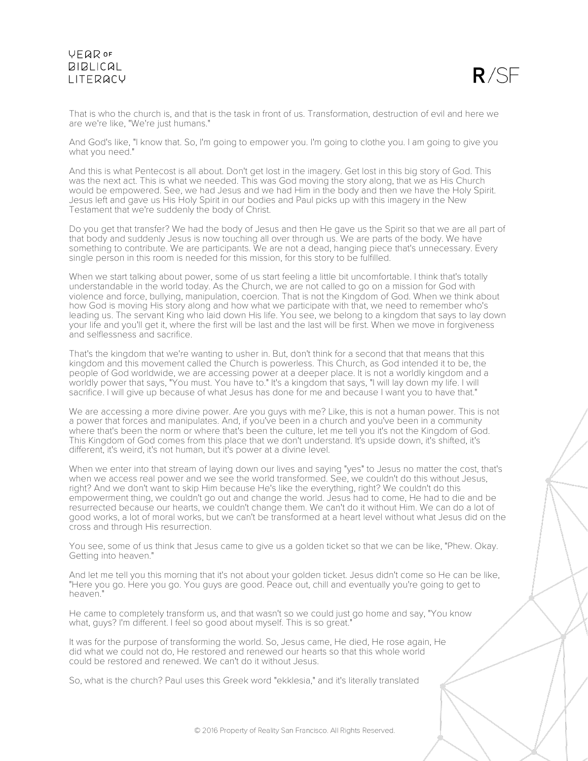That is who the church is, and that is the task in front of us. Transformation, destruction of evil and here we are we're like, "We're just humans."

And God's like, "I know that. So, I'm going to empower you. I'm going to clothe you. I am going to give you what you need."

And this is what Pentecost is all about. Don't get lost in the imagery. Get lost in this big story of God. This was the next act. This is what we needed. This was God moving the story along, that we as His Church would be empowered. See, we had Jesus and we had Him in the body and then we have the Holy Spirit. Jesus left and gave us His Holy Spirit in our bodies and Paul picks up with this imagery in the New Testament that we're suddenly the body of Christ.

Do you get that transfer? We had the body of Jesus and then He gave us the Spirit so that we are all part of that body and suddenly Jesus is now touching all over through us. We are parts of the body. We have something to contribute. We are participants. We are not a dead, hanging piece that's unnecessary. Every single person in this room is needed for this mission, for this story to be fulfilled.

When we start talking about power, some of us start feeling a little bit uncomfortable. I think that's totally understandable in the world today. As the Church, we are not called to go on a mission for God with violence and force, bullying, manipulation, coercion. That is not the Kingdom of God. When we think about how God is moving His story along and how what we participate with that, we need to remember who's leading us. The servant King who laid down His life. You see, we belong to a kingdom that says to lay down your life and you'll get it, where the first will be last and the last will be first. When we move in forgiveness and selflessness and sacrifice.

That's the kingdom that we're wanting to usher in. But, don't think for a second that that means that this kingdom and this movement called the Church is powerless. This Church, as God intended it to be, the people of God worldwide, we are accessing power at a deeper place. It is not a worldly kingdom and a worldly power that says, "You must. You have to." It's a kingdom that says, "I will lay down my life. I will sacrifice. I will give up because of what Jesus has done for me and because I want you to have that."

We are accessing a more divine power. Are you guys with me? Like, this is not a human power. This is not a power that forces and manipulates. And, if you've been in a church and you've been in a community where that's been the norm or where that's been the culture, let me tell you it's not the Kingdom of God. This Kingdom of God comes from this place that we don't understand. It's upside down, it's shifted, it's different, it's weird, it's not human, but it's power at a divine level.

When we enter into that stream of laying down our lives and saying "yes" to Jesus no matter the cost, that's when we access real power and we see the world transformed. See, we couldn't do this without Jesus, right? And we don't want to skip Him because He's like the everything, right? We couldn't do this empowerment thing, we couldn't go out and change the world. Jesus had to come, He had to die and be resurrected because our hearts, we couldn't change them. We can't do it without Him. We can do a lot of good works, a lot of moral works, but we can't be transformed at a heart level without what Jesus did on the cross and through His resurrection.

You see, some of us think that Jesus came to give us a golden ticket so that we can be like, "Phew. Okay. Getting into heaven."

And let me tell you this morning that it's not about your golden ticket. Jesus didn't come so He can be like, "Here you go. Here you go. You guys are good. Peace out, chill and eventually you're going to get to heaven."

He came to completely transform us, and that wasn't so we could just go home and say, "You know what, guys? I'm different. I feel so good about myself. This is so great."

It was for the purpose of transforming the world. So, Jesus came, He died, He rose again, He did what we could not do, He restored and renewed our hearts so that this whole world could be restored and renewed. We can't do it without Jesus.

So, what is the church? Paul uses this Greek word "ekklesia," and it's literally translated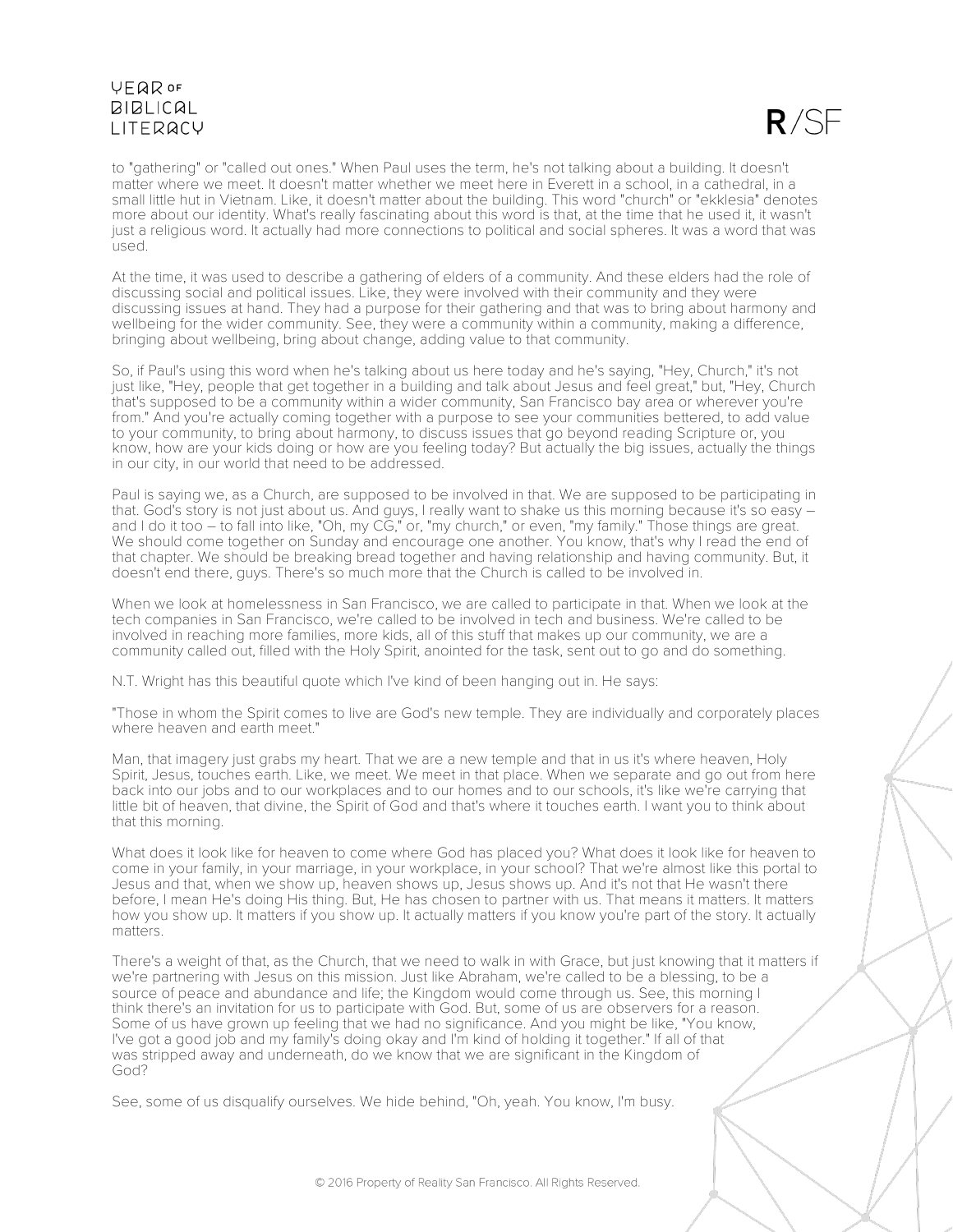to "gathering" or "called out ones." When Paul uses the term, he's not talking about a building. It doesn't matter where we meet. It doesn't matter whether we meet here in Everett in a school, in a cathedral, in a small little hut in Vietnam. Like, it doesn't matter about the building. This word "church" or "ekklesia" denotes more about our identity. What's really fascinating about this word is that, at the time that he used it, it wasn't just a religious word. It actually had more connections to political and social spheres. It was a word that was used.

At the time, it was used to describe a gathering of elders of a community. And these elders had the role of discussing social and political issues. Like, they were involved with their community and they were discussing issues at hand. They had a purpose for their gathering and that was to bring about harmony and wellbeing for the wider community. See, they were a community within a community, making a difference, bringing about wellbeing, bring about change, adding value to that community.

So, if Paul's using this word when he's talking about us here today and he's saying, "Hey, Church," it's not just like, "Hey, people that get together in a building and talk about Jesus and feel great," but, "Hey, Church that's supposed to be a community within a wider community, San Francisco bay area or wherever you're from." And you're actually coming together with a purpose to see your communities bettered, to add value to your community, to bring about harmony, to discuss issues that go beyond reading Scripture or, you know, how are your kids doing or how are you feeling today? But actually the big issues, actually the things in our city, in our world that need to be addressed.

Paul is saying we, as a Church, are supposed to be involved in that. We are supposed to be participating in that. God's story is not just about us. And guys, I really want to shake us this morning because it's so easy – and I do it too – to fall into like, "Oh, my CG," or, "my church," or even, "my family." Those things are great. We should come together on Sunday and encourage one another. You know, that's why I read the end of that chapter. We should be breaking bread together and having relationship and having community. But, it doesn't end there, guys. There's so much more that the Church is called to be involved in.

When we look at homelessness in San Francisco, we are called to participate in that. When we look at the tech companies in San Francisco, we're called to be involved in tech and business. We're called to be involved in reaching more families, more kids, all of this stuff that makes up our community, we are a community called out, filled with the Holy Spirit, anointed for the task, sent out to go and do something.

N.T. Wright has this beautiful quote which I've kind of been hanging out in. He says:

"Those in whom the Spirit comes to live are God's new temple. They are individually and corporately places where heaven and earth meet."

Man, that imagery just grabs my heart. That we are a new temple and that in us it's where heaven, Holy Spirit, Jesus, touches earth. Like, we meet. We meet in that place. When we separate and go out from here back into our jobs and to our workplaces and to our homes and to our schools, it's like we're carrying that little bit of heaven, that divine, the Spirit of God and that's where it touches earth. I want you to think about that this morning.

What does it look like for heaven to come where God has placed you? What does it look like for heaven to come in your family, in your marriage, in your workplace, in your school? That we're almost like this portal to Jesus and that, when we show up, heaven shows up, Jesus shows up. And it's not that He wasn't there before, I mean He's doing His thing. But, He has chosen to partner with us. That means it matters. It matters how you show up. It matters if you show up. It actually matters if you know you're part of the story. It actually matters.

There's a weight of that, as the Church, that we need to walk in with Grace, but just knowing that it matters if we're partnering with Jesus on this mission. Just like Abraham, we're called to be a blessing, to be a source of peace and abundance and life; the Kingdom would come through us. See, this morning I think there's an invitation for us to participate with God. But, some of us are observers for a reason. Some of us have grown up feeling that we had no significance. And you might be like, "You know, I've got a good job and my family's doing okay and I'm kind of holding it together." If all of that was stripped away and underneath, do we know that we are significant in the Kingdom of God?

See, some of us disqualify ourselves. We hide behind, "Oh, yeah. You know, I'm busy.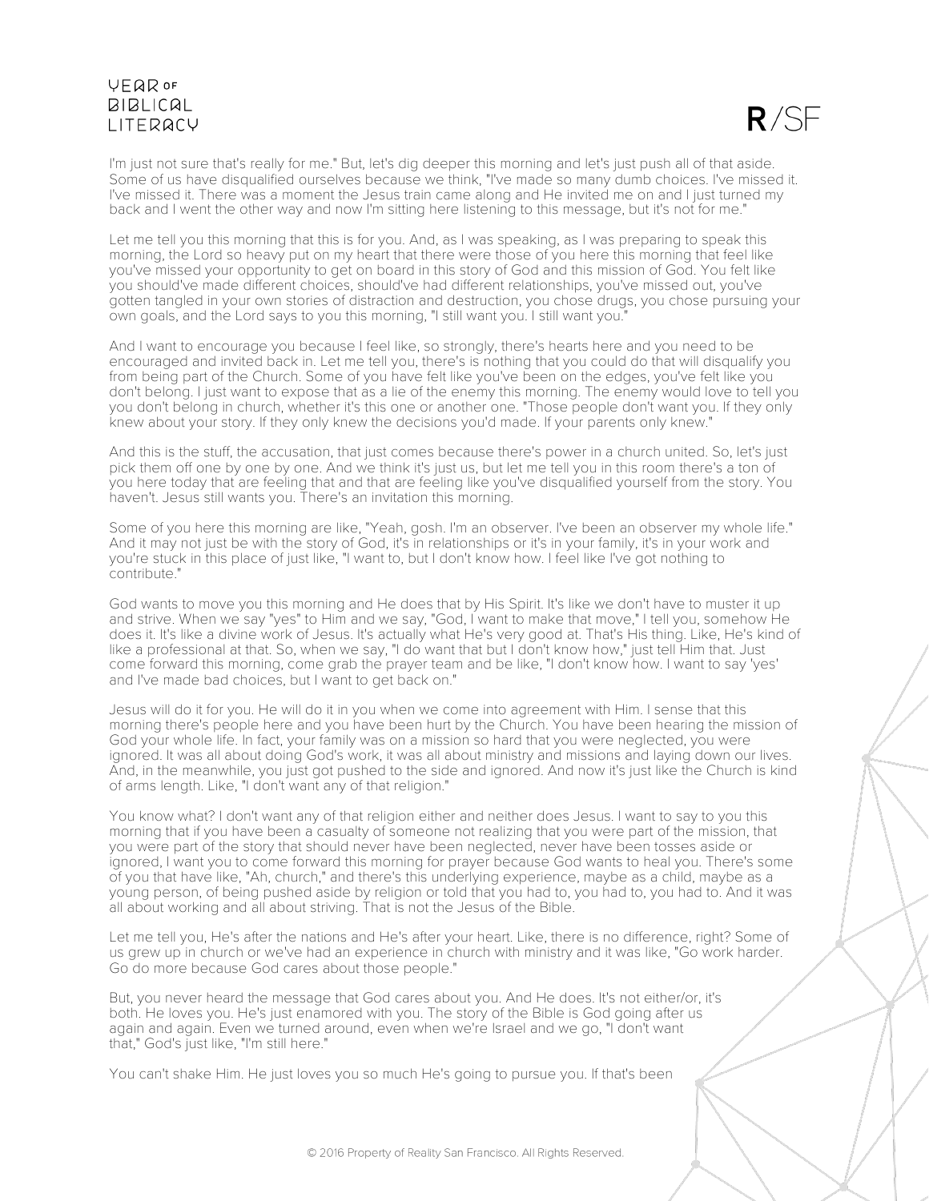I'm just not sure that's really for me." But, let's dig deeper this morning and let's just push all of that aside. Some of us have disqualified ourselves because we think, "I've made so many dumb choices. I've missed it. I've missed it. There was a moment the Jesus train came along and He invited me on and I just turned my back and I went the other way and now I'm sitting here listening to this message, but it's not for me."

Let me tell you this morning that this is for you. And, as I was speaking, as I was preparing to speak this morning, the Lord so heavy put on my heart that there were those of you here this morning that feel like you've missed your opportunity to get on board in this story of God and this mission of God. You felt like you should've made different choices, should've had different relationships, you've missed out, you've gotten tangled in your own stories of distraction and destruction, you chose drugs, you chose pursuing your own goals, and the Lord says to you this morning, "I still want you. I still want you."

And I want to encourage you because I feel like, so strongly, there's hearts here and you need to be encouraged and invited back in. Let me tell you, there's is nothing that you could do that will disqualify you from being part of the Church. Some of you have felt like you've been on the edges, you've felt like you don't belong. I just want to expose that as a lie of the enemy this morning. The enemy would love to tell you you don't belong in church, whether it's this one or another one. "Those people don't want you. If they only knew about your story. If they only knew the decisions you'd made. If your parents only knew."

And this is the stuff, the accusation, that just comes because there's power in a church united. So, let's just pick them off one by one by one. And we think it's just us, but let me tell you in this room there's a ton of you here today that are feeling that and that are feeling like you've disqualified yourself from the story. You haven't. Jesus still wants you. There's an invitation this morning.

Some of you here this morning are like, "Yeah, gosh. I'm an observer. I've been an observer my whole life." And it may not just be with the story of God, it's in relationships or it's in your family, it's in your work and you're stuck in this place of just like, "I want to, but I don't know how. I feel like I've got nothing to contribute."

God wants to move you this morning and He does that by His Spirit. It's like we don't have to muster it up and strive. When we say "yes" to Him and we say, "God, I want to make that move," I tell you, somehow He does it. It's like a divine work of Jesus. It's actually what He's very good at. That's His thing. Like, He's kind of like a professional at that. So, when we say, "I do want that but I don't know how," just tell Him that. Just come forward this morning, come grab the prayer team and be like, "I don't know how. I want to say 'yes' and I've made bad choices, but I want to get back on."

Jesus will do it for you. He will do it in you when we come into agreement with Him. I sense that this morning there's people here and you have been hurt by the Church. You have been hearing the mission of God your whole life. In fact, your family was on a mission so hard that you were neglected, you were ignored. It was all about doing God's work, it was all about ministry and missions and laying down our lives. And, in the meanwhile, you just got pushed to the side and ignored. And now it's just like the Church is kind of arms length. Like, "I don't want any of that religion."

You know what? I don't want any of that religion either and neither does Jesus. I want to say to you this morning that if you have been a casualty of someone not realizing that you were part of the mission, that you were part of the story that should never have been neglected, never have been tosses aside or ignored, I want you to come forward this morning for prayer because God wants to heal you. There's some of you that have like, "Ah, church," and there's this underlying experience, maybe as a child, maybe as a young person, of being pushed aside by religion or told that you had to, you had to, you had to. And it was all about working and all about striving. That is not the Jesus of the Bible.

Let me tell you, He's after the nations and He's after your heart. Like, there is no difference, right? Some of us grew up in church or we've had an experience in church with ministry and it was like, "Go work harder. Go do more because God cares about those people."

But, you never heard the message that God cares about you. And He does. It's not either/or, it's both. He loves you. He's just enamored with you. The story of the Bible is God going after us again and again. Even we turned around, even when we're Israel and we go, "I don't want that," God's just like, "I'm still here."

You can't shake Him. He just loves you so much He's going to pursue you. If that's been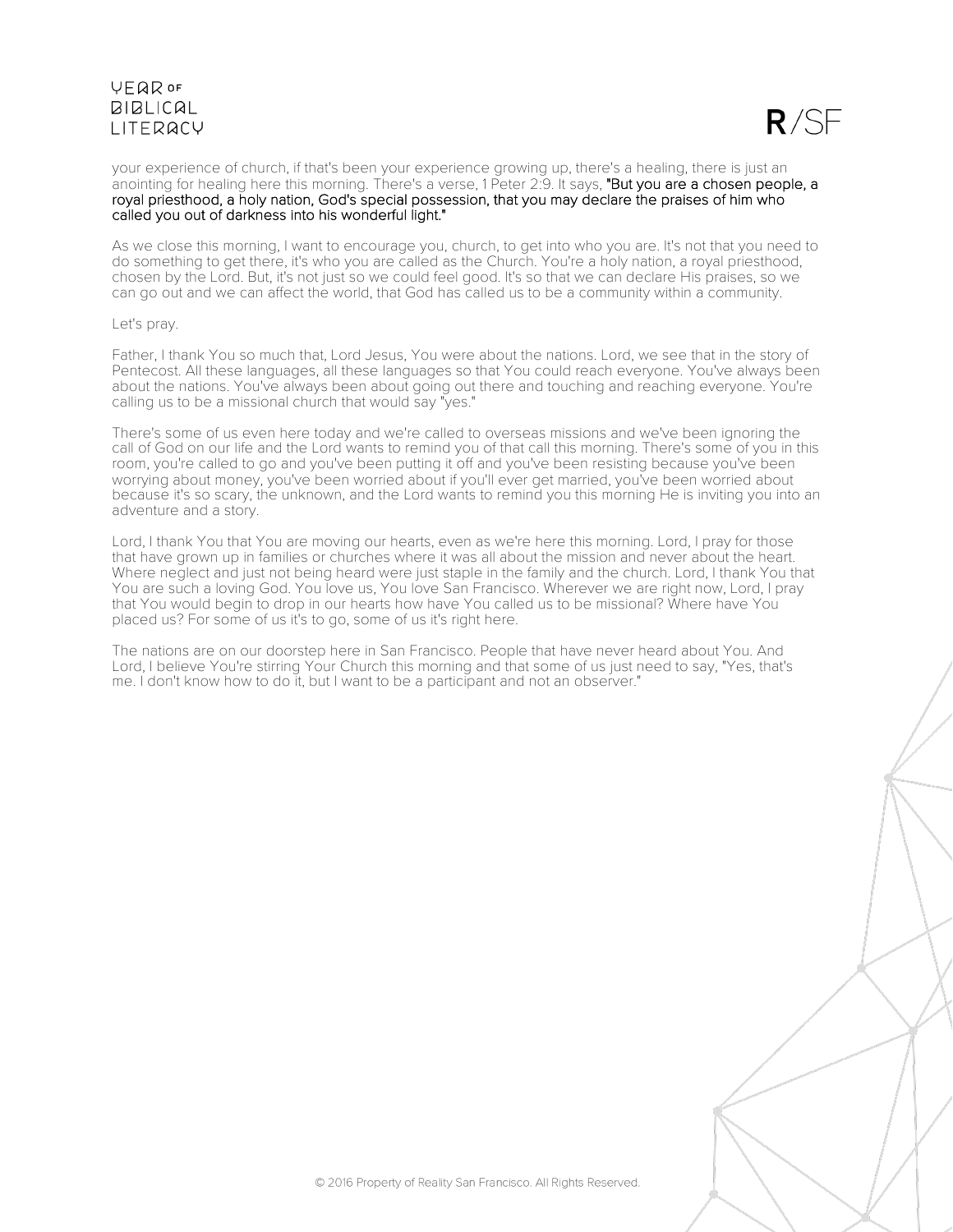your experience of church, if that's been your experience growing up, there's a healing, there is just an anointing for healing here this morning. There's a verse, 1 Peter 2:9. It says, **"But you are a chosen people, a royal priesthood, a holy nation, God's special possession, that you may declare the praises of him who called you out of darkness into his wonderful light."**

As we close this morning, I want to encourage you, church, to get into who you are. It's not that you need to do something to get there, it's who you are called as the Church. You're a holy nation, a royal priesthood, chosen by the Lord. But, it's not just so we could feel good. It's so that we can declare His praises, so we can go out and we can affect the world, that God has called us to be a community within a community.

Let's pray.

Father, I thank You so much that, Lord Jesus, You were about the nations. Lord, we see that in the story of Pentecost. All these languages, all these languages so that You could reach everyone. You've always been about the nations. You've always been about going out there and touching and reaching everyone. You're calling us to be a missional church that would say "yes."

There's some of us even here today and we're called to overseas missions and we've been ignoring the call of God on our life and the Lord wants to remind you of that call this morning. There's some of you in this room, you're called to go and you've been putting it off and you've been resisting because you've been worrying about money, you've been worried about if you'll ever get married, you've been worried about because it's so scary, the unknown, and the Lord wants to remind you this morning He is inviting you into an adventure and a story.

Lord, I thank You that You are moving our hearts, even as we're here this morning. Lord, I pray for those that have grown up in families or churches where it was all about the mission and never about the heart. Where neglect and just not being heard were just staple in the family and the church. Lord, I thank You that You are such a loving God. You love us, You love San Francisco. Wherever we are right now, Lord, I pray that You would begin to drop in our hearts how have You called us to be missional? Where have You placed us? For some of us it's to go, some of us it's right here.

The nations are on our doorstep here in San Francisco. People that have never heard about You. And Lord, I believe You're stirring Your Church this morning and that some of us just need to say, "Yes, that's me. I don't know how to do it, but I want to be a participant and not an observer."